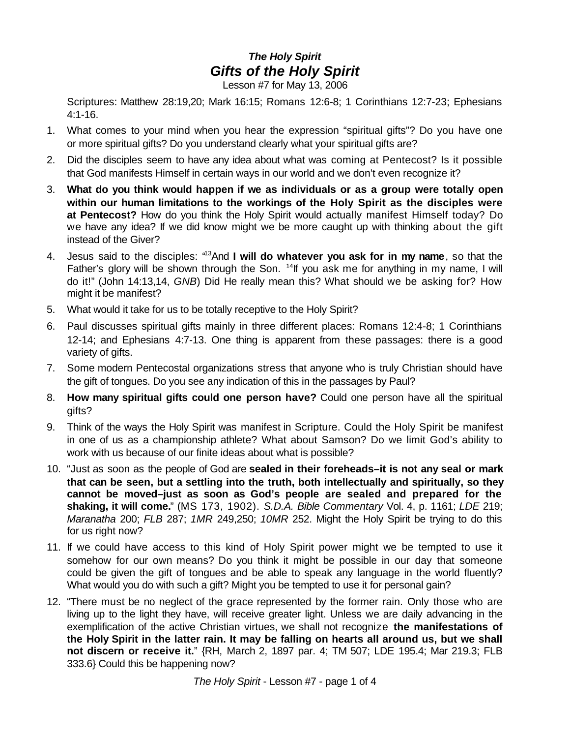# *The Holy Spirit*
## *Gifts of the Holy Spirit*

Lesson #7 for May 13, 2006

Scriptures: Matthew 28:19,20; Mark 16:15; Romans 12:6-8; 1 Corinthians 12:7-23; Ephesians 4:1-16.

1. What comes to your mind when you hear the expression "spiritual gifts"? Do you have one or more spiritual gifts? Do you understand clearly what your spiritual gifts are?
2. Did the disciples seem to have any idea about what was coming at Pentecost? Is it possible that God manifests Himself in certain ways in our world and we don't even recognize it?
3. **What do you think would happen if we as individuals or as a group were totally open within our human limitations to the workings of the Holy Spirit as the disciples were at Pentecost?** How do you think the Holy Spirit would actually manifest Himself today? Do we have any idea? If we did know might we be more caught up with thinking about the gift instead of the Giver?
4. Jesus said to the disciples: "[13]And **I will do whatever you ask for in my name**, so that the Father's glory will be shown through the Son. [14]If you ask me for anything in my name, I will do it!" (John 14:13,14, *GNB*) Did He really mean this? What should we be asking for? How might it be manifest?
5. What would it take for us to be totally receptive to the Holy Spirit?
6. Paul discusses spiritual gifts mainly in three different places: Romans 12:4-8; 1 Corinthians 12-14; and Ephesians 4:7-13. One thing is apparent from these passages: there is a good variety of gifts.
7. Some modern Pentecostal organizations stress that anyone who is truly Christian should have the gift of tongues. Do you see any indication of this in the passages by Paul?
8. **How many spiritual gifts could one person have?** Could one person have all the spiritual gifts?
9. Think of the ways the Holy Spirit was manifest in Scripture. Could the Holy Spirit be manifest in one of us as a championship athlete? What about Samson? Do we limit God's ability to work with us because of our finite ideas about what is possible?
10. "Just as soon as the people of God are **sealed in their foreheads–it is not any seal or mark that can be seen, but a settling into the truth, both intellectually and spiritually, so they cannot be moved–just as soon as God's people are sealed and prepared for the shaking, it will come.**" (MS 173, 1902). *S.D.A. Bible Commentary* Vol. 4, p. 1161; *LDE* 219; *Maranatha* 200; *FLB* 287; *1MR* 249,250; *10MR* 252. Might the Holy Spirit be trying to do this for us right now?
11. If we could have access to this kind of Holy Spirit power might we be tempted to use it somehow for our own means? Do you think it might be possible in our day that someone could be given the gift of tongues and be able to speak any language in the world fluently? What would you do with such a gift? Might you be tempted to use it for personal gain?
12. "There must be no neglect of the grace represented by the former rain. Only those who are living up to the light they have, will receive greater light. Unless we are daily advancing in the exemplification of the active Christian virtues, we shall not recognize **the manifestations of the Holy Spirit in the latter rain. It may be falling on hearts all around us, but we shall not discern or receive it.**" {RH, March 2, 1897 par. 4; TM 507; LDE 195.4; Mar 219.3; FLB 333.6} Could this be happening now?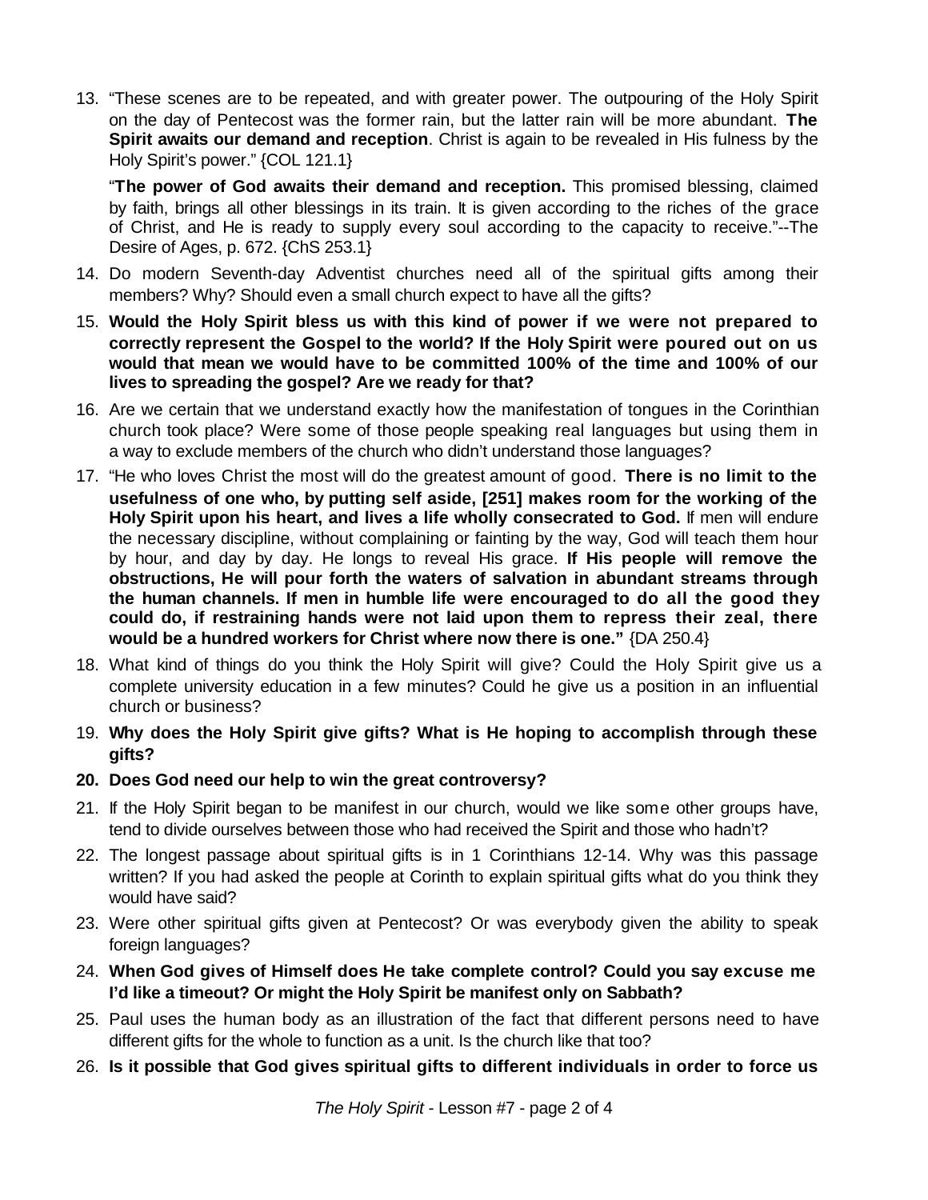13. "These scenes are to be repeated, and with greater power. The outpouring of the Holy Spirit on the day of Pentecost was the former rain, but the latter rain will be more abundant. **The Spirit awaits our demand and reception**. Christ is again to be revealed in His fulness by the Holy Spirit's power." {COL 121.1}

    "**The power of God awaits their demand and reception.** This promised blessing, claimed by faith, brings all other blessings in its train. It is given according to the riches of the grace of Christ, and He is ready to supply every soul according to the capacity to receive."--The Desire of Ages, p. 672. {ChS 253.1}

14. Do modern Seventh-day Adventist churches need all of the spiritual gifts among their members? Why? Should even a small church expect to have all the gifts?
15. **Would the Holy Spirit bless us with this kind of power if we were not prepared to correctly represent the Gospel to the world? If the Holy Spirit were poured out on us would that mean we would have to be committed 100% of the time and 100% of our lives to spreading the gospel? Are we ready for that?**
16. Are we certain that we understand exactly how the manifestation of tongues in the Corinthian church took place? Were some of those people speaking real languages but using them in a way to exclude members of the church who didn't understand those languages?
17. "He who loves Christ the most will do the greatest amount of good. **There is no limit to the usefulness of one who, by putting self aside, [251] makes room for the working of the Holy Spirit upon his heart, and lives a life wholly consecrated to God.** If men will endure the necessary discipline, without complaining or fainting by the way, God will teach them hour by hour, and day by day. He longs to reveal His grace. **If His people will remove the obstructions, He will pour forth the waters of salvation in abundant streams through the human channels. If men in humble life were encouraged to do all the good they could do, if restraining hands were not laid upon them to repress their zeal, there would be a hundred workers for Christ where now there is one."** {DA 250.4}
18. What kind of things do you think the Holy Spirit will give? Could the Holy Spirit give us a complete university education in a few minutes? Could he give us a position in an influential church or business?
19. **Why does the Holy Spirit give gifts? What is He hoping to accomplish through these gifts?**
20. **Does God need our help to win the great controversy?**
21. If the Holy Spirit began to be manifest in our church, would we like some other groups have, tend to divide ourselves between those who had received the Spirit and those who hadn't?
22. The longest passage about spiritual gifts is in 1 Corinthians 12-14. Why was this passage written? If you had asked the people at Corinth to explain spiritual gifts what do you think they would have said?
23. Were other spiritual gifts given at Pentecost? Or was everybody given the ability to speak foreign languages?
24. **When God gives of Himself does He take complete control? Could you say excuse me I'd like a timeout? Or might the Holy Spirit be manifest only on Sabbath?**
25. Paul uses the human body as an illustration of the fact that different persons need to have different gifts for the whole to function as a unit. Is the church like that too?
26. **Is it possible that God gives spiritual gifts to different individuals in order to force us**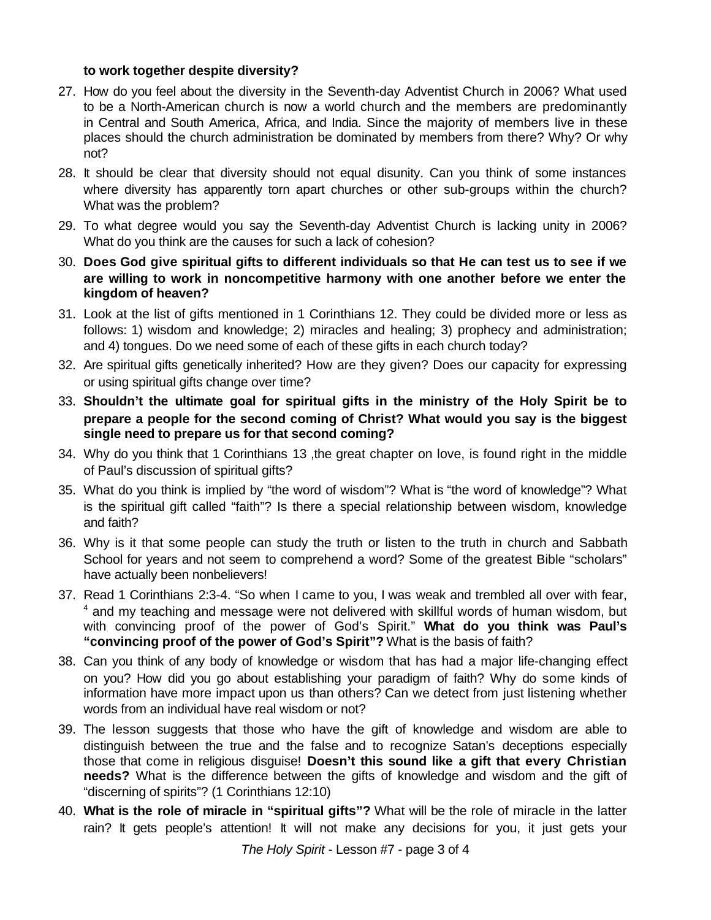**to work together despite diversity?**

27. How do you feel about the diversity in the Seventh-day Adventist Church in 2006? What used to be a North-American church is now a world church and the members are predominantly in Central and South America, Africa, and India. Since the majority of members live in these places should the church administration be dominated by members from there? Why? Or why not?

28. It should be clear that diversity should not equal disunity. Can you think of some instances where diversity has apparently torn apart churches or other sub-groups within the church? What was the problem?

29. To what degree would you say the Seventh-day Adventist Church is lacking unity in 2006? What do you think are the causes for such a lack of cohesion?

30. **Does God give spiritual gifts to different individuals so that He can test us to see if we are willing to work in noncompetitive harmony with one another before we enter the kingdom of heaven?**

31. Look at the list of gifts mentioned in 1 Corinthians 12. They could be divided more or less as follows: 1) wisdom and knowledge; 2) miracles and healing; 3) prophecy and administration; and 4) tongues. Do we need some of each of these gifts in each church today?

32. Are spiritual gifts genetically inherited? How are they given? Does our capacity for expressing or using spiritual gifts change over time?

33. **Shouldn't the ultimate goal for spiritual gifts in the ministry of the Holy Spirit be to prepare a people for the second coming of Christ? What would you say is the biggest single need to prepare us for that second coming?**

34. Why do you think that 1 Corinthians 13 ,the great chapter on love, is found right in the middle of Paul's discussion of spiritual gifts?

35. What do you think is implied by "the word of wisdom"? What is "the word of knowledge"? What is the spiritual gift called "faith"? Is there a special relationship between wisdom, knowledge and faith?

36. Why is it that some people can study the truth or listen to the truth in church and Sabbath School for years and not seem to comprehend a word? Some of the greatest Bible "scholars" have actually been nonbelievers!

37. Read 1 Corinthians 2:3-4. "So when I came to you, I was weak and trembled all over with fear, [4] and my teaching and message were not delivered with skillful words of human wisdom, but with convincing proof of the power of God's Spirit." **What do you think was Paul's "convincing proof of the power of God's Spirit"?** What is the basis of faith?

38. Can you think of any body of knowledge or wisdom that has had a major life-changing effect on you? How did you go about establishing your paradigm of faith? Why do some kinds of information have more impact upon us than others? Can we detect from just listening whether words from an individual have real wisdom or not?

39. The lesson suggests that those who have the gift of knowledge and wisdom are able to distinguish between the true and the false and to recognize Satan's deceptions especially those that come in religious disguise! **Doesn't this sound like a gift that every Christian needs?** What is the difference between the gifts of knowledge and wisdom and the gift of "discerning of spirits"? (1 Corinthians 12:10)

40. **What is the role of miracle in "spiritual gifts"?** What will be the role of miracle in the latter rain? It gets people's attention! It will not make any decisions for you, it just gets your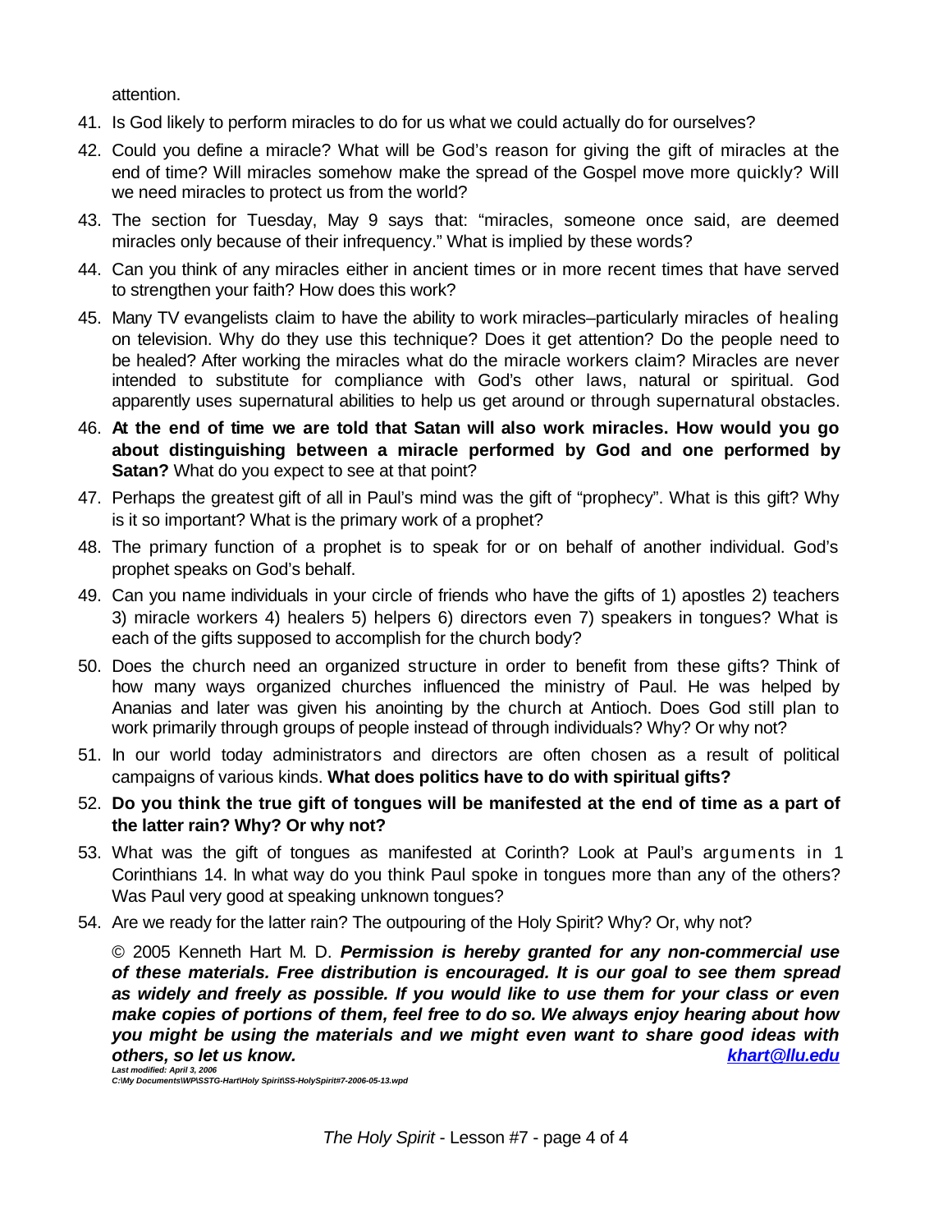attention.

41. Is God likely to perform miracles to do for us what we could actually do for ourselves?
42. Could you define a miracle? What will be God's reason for giving the gift of miracles at the end of time? Will miracles somehow make the spread of the Gospel move more quickly? Will we need miracles to protect us from the world?
43. The section for Tuesday, May 9 says that: "miracles, someone once said, are deemed miracles only because of their infrequency." What is implied by these words?
44. Can you think of any miracles either in ancient times or in more recent times that have served to strengthen your faith? How does this work?
45. Many TV evangelists claim to have the ability to work miracles–particularly miracles of healing on television. Why do they use this technique? Does it get attention? Do the people need to be healed? After working the miracles what do the miracle workers claim? Miracles are never intended to substitute for compliance with God's other laws, natural or spiritual. God apparently uses supernatural abilities to help us get around or through supernatural obstacles.
46. **At the end of time we are told that Satan will also work miracles. How would you go about distinguishing between a miracle performed by God and one performed by Satan?** What do you expect to see at that point?
47. Perhaps the greatest gift of all in Paul's mind was the gift of "prophecy". What is this gift? Why is it so important? What is the primary work of a prophet?
48. The primary function of a prophet is to speak for or on behalf of another individual. God's prophet speaks on God's behalf.
49. Can you name individuals in your circle of friends who have the gifts of 1) apostles 2) teachers 3) miracle workers 4) healers 5) helpers 6) directors even 7) speakers in tongues? What is each of the gifts supposed to accomplish for the church body?
50. Does the church need an organized structure in order to benefit from these gifts? Think of how many ways organized churches influenced the ministry of Paul. He was helped by Ananias and later was given his anointing by the church at Antioch. Does God still plan to work primarily through groups of people instead of through individuals? Why? Or why not?
51. In our world today administrators and directors are often chosen as a result of political campaigns of various kinds. **What does politics have to do with spiritual gifts?**
52. **Do you think the true gift of tongues will be manifested at the end of time as a part of the latter rain? Why? Or why not?**
53. What was the gift of tongues as manifested at Corinth? Look at Paul's arguments in 1 Corinthians 14. In what way do you think Paul spoke in tongues more than any of the others? Was Paul very good at speaking unknown tongues?
54. Are we ready for the latter rain? The outpouring of the Holy Spirit? Why? Or, why not?

© 2005 Kenneth Hart M. D. ***Permission is hereby granted for any non-commercial use of these materials. Free distribution is encouraged. It is our goal to see them spread as widely and freely as possible. If you would like to use them for your class or even make copies of portions of them, feel free to do so. We always enjoy hearing about how you might be using the materials and we might even want to share good ideas with others, so let us know.*** ***khart@llu.edu***

***Last modified: April 3, 2006***
***C:\My Documents\WP\SSTG-Hart\Holy Spirit\SS-HolySpirit#7-2006-05-13.wpd***